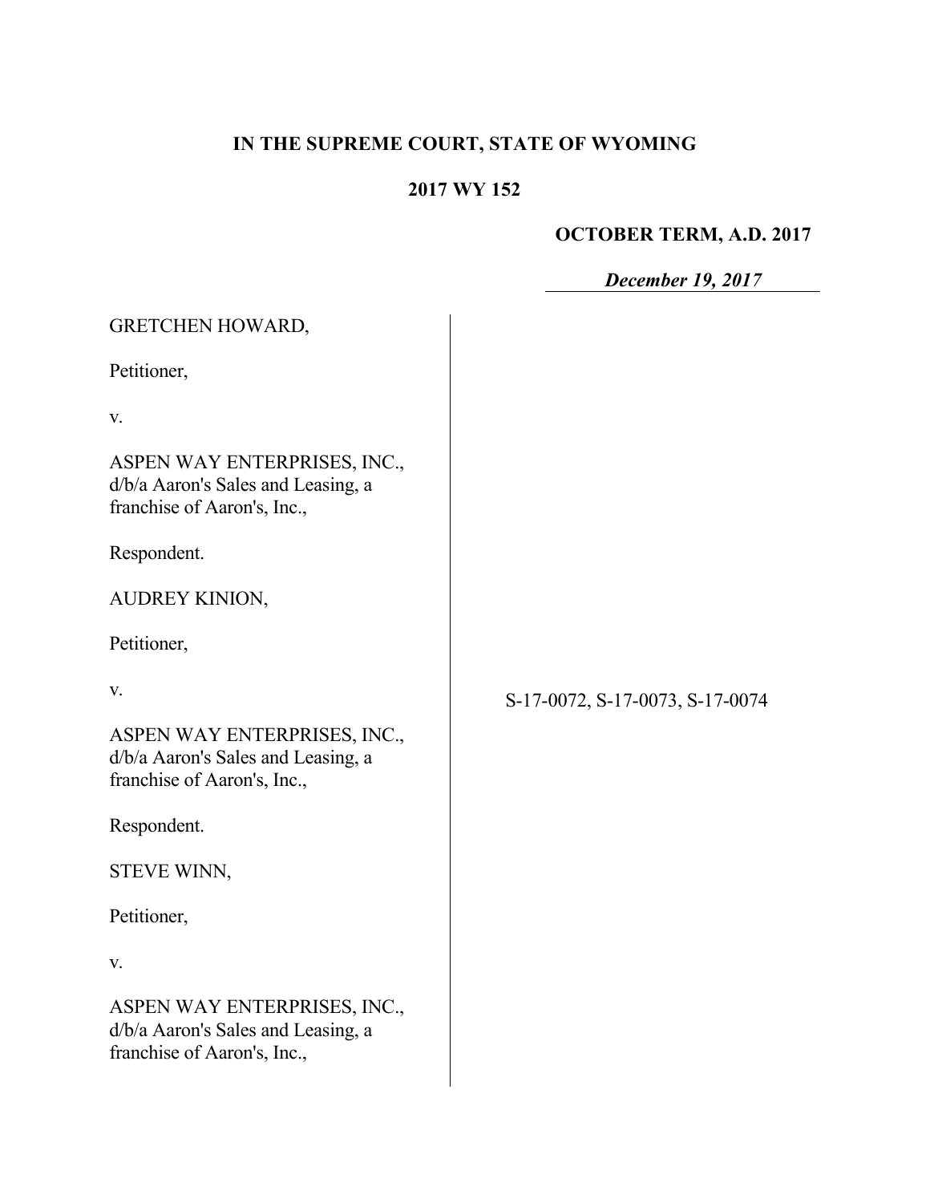**IN THE SUPREME COURT, STATE OF WYOMING**

**2017 WY 152**

**OCTOBER TERM, A.D. 2017**

***December 19, 2017***

GRETCHEN HOWARD,

Petitioner,

v.

ASPEN WAY ENTERPRISES, INC., d/b/a Aaron's Sales and Leasing, a franchise of Aaron's, Inc.,

Respondent.

AUDREY KINION,

Petitioner,

v.

ASPEN WAY ENTERPRISES, INC., d/b/a Aaron's Sales and Leasing, a franchise of Aaron's, Inc.,

Respondent.

STEVE WINN,

Petitioner,

v.

ASPEN WAY ENTERPRISES, INC., d/b/a Aaron's Sales and Leasing, a franchise of Aaron's, Inc.,

S-17-0072, S-17-0073, S-17-0074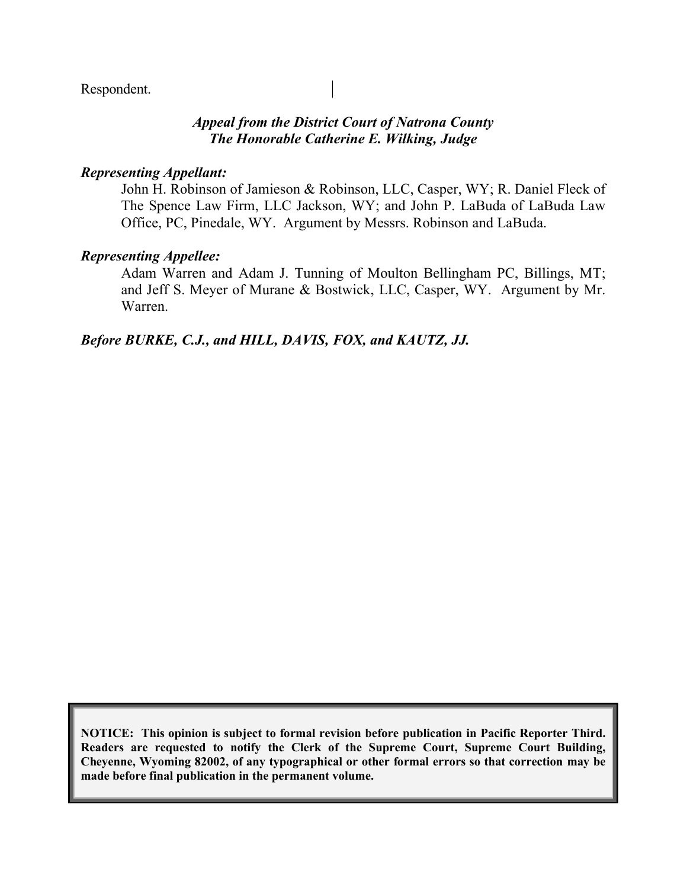Respondent.

***Appeal from the District Court of Natrona County***
***The Honorable Catherine E. Wilking, Judge***

***Representing Appellant:***

John H. Robinson of Jamieson & Robinson, LLC, Casper, WY; R. Daniel Fleck of The Spence Law Firm, LLC Jackson, WY; and John P. LaBuda of LaBuda Law Office, PC, Pinedale, WY. Argument by Messrs. Robinson and LaBuda.

***Representing Appellee:***

Adam Warren and Adam J. Tunning of Moulton Bellingham PC, Billings, MT; and Jeff S. Meyer of Murane & Bostwick, LLC, Casper, WY. Argument by Mr. Warren.

***Before BURKE, C.J., and HILL, DAVIS, FOX, and KAUTZ, JJ.***

**NOTICE: This opinion is subject to formal revision before publication in Pacific Reporter Third. Readers are requested to notify the Clerk of the Supreme Court, Supreme Court Building, Cheyenne, Wyoming 82002, of any typographical or other formal errors so that correction may be made before final publication in the permanent volume.**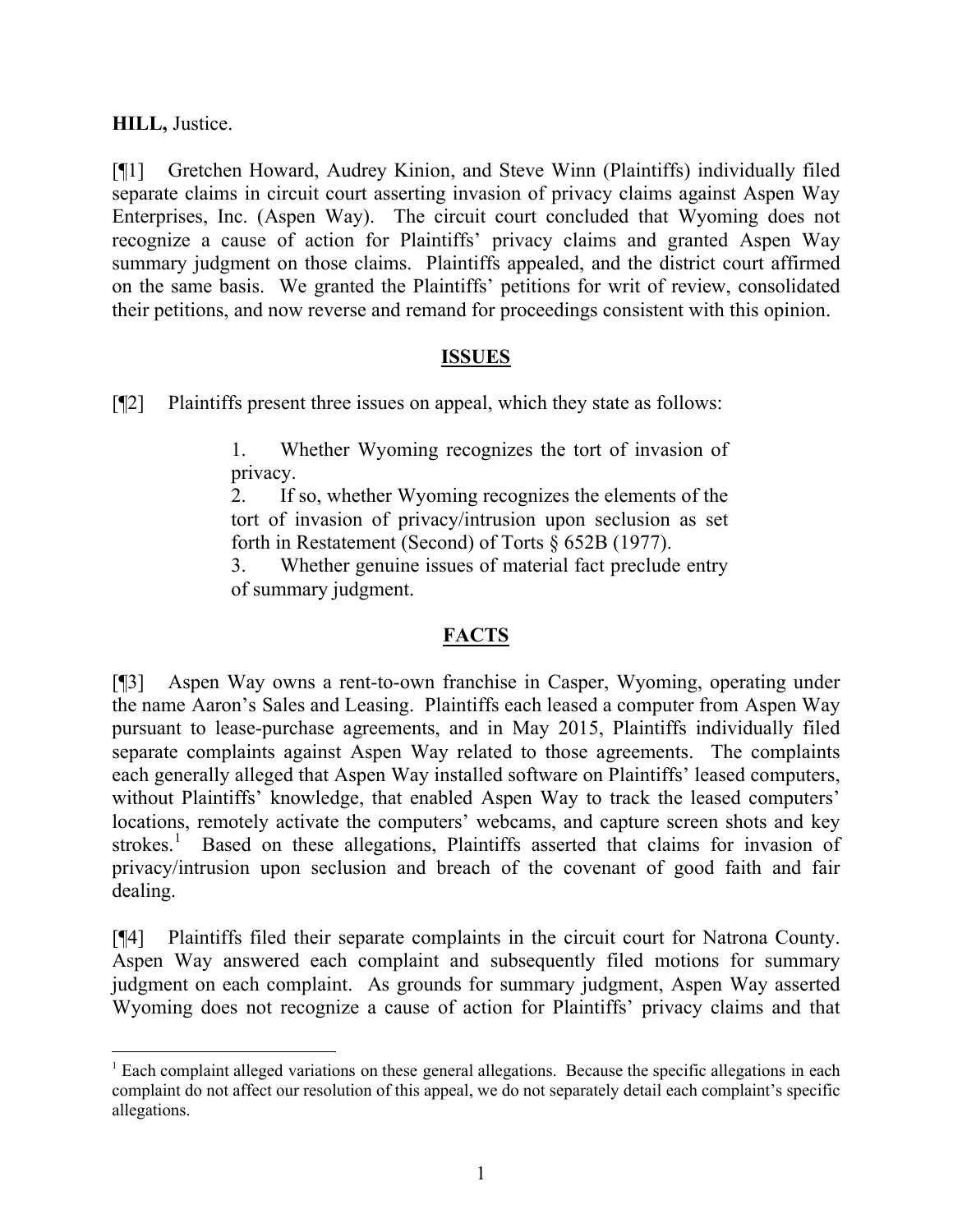**HILL,** Justice.

[¶1] Gretchen Howard, Audrey Kinion, and Steve Winn (Plaintiffs) individually filed separate claims in circuit court asserting invasion of privacy claims against Aspen Way Enterprises, Inc. (Aspen Way). The circuit court concluded that Wyoming does not recognize a cause of action for Plaintiffs' privacy claims and granted Aspen Way summary judgment on those claims. Plaintiffs appealed, and the district court affirmed on the same basis. We granted the Plaintiffs' petitions for writ of review, consolidated their petitions, and now reverse and remand for proceedings consistent with this opinion.

## ISSUES

[¶2] Plaintiffs present three issues on appeal, which they state as follows:

> 1. Whether Wyoming recognizes the tort of invasion of privacy.
> 2. If so, whether Wyoming recognizes the elements of the tort of invasion of privacy/intrusion upon seclusion as set forth in Restatement (Second) of Torts § 652B (1977).
> 3. Whether genuine issues of material fact preclude entry of summary judgment.

## FACTS

[¶3] Aspen Way owns a rent-to-own franchise in Casper, Wyoming, operating under the name Aaron's Sales and Leasing. Plaintiffs each leased a computer from Aspen Way pursuant to lease-purchase agreements, and in May 2015, Plaintiffs individually filed separate complaints against Aspen Way related to those agreements. The complaints each generally alleged that Aspen Way installed software on Plaintiffs' leased computers, without Plaintiffs' knowledge, that enabled Aspen Way to track the leased computers' locations, remotely activate the computers' webcams, and capture screen shots and key strokes.[1] Based on these allegations, Plaintiffs asserted that claims for invasion of privacy/intrusion upon seclusion and breach of the covenant of good faith and fair dealing.

[¶4] Plaintiffs filed their separate complaints in the circuit court for Natrona County. Aspen Way answered each complaint and subsequently filed motions for summary judgment on each complaint. As grounds for summary judgment, Aspen Way asserted Wyoming does not recognize a cause of action for Plaintiffs' privacy claims and that

---

[1] Each complaint alleged variations on these general allegations. Because the specific allegations in each complaint do not affect our resolution of this appeal, we do not separately detail each complaint's specific allegations.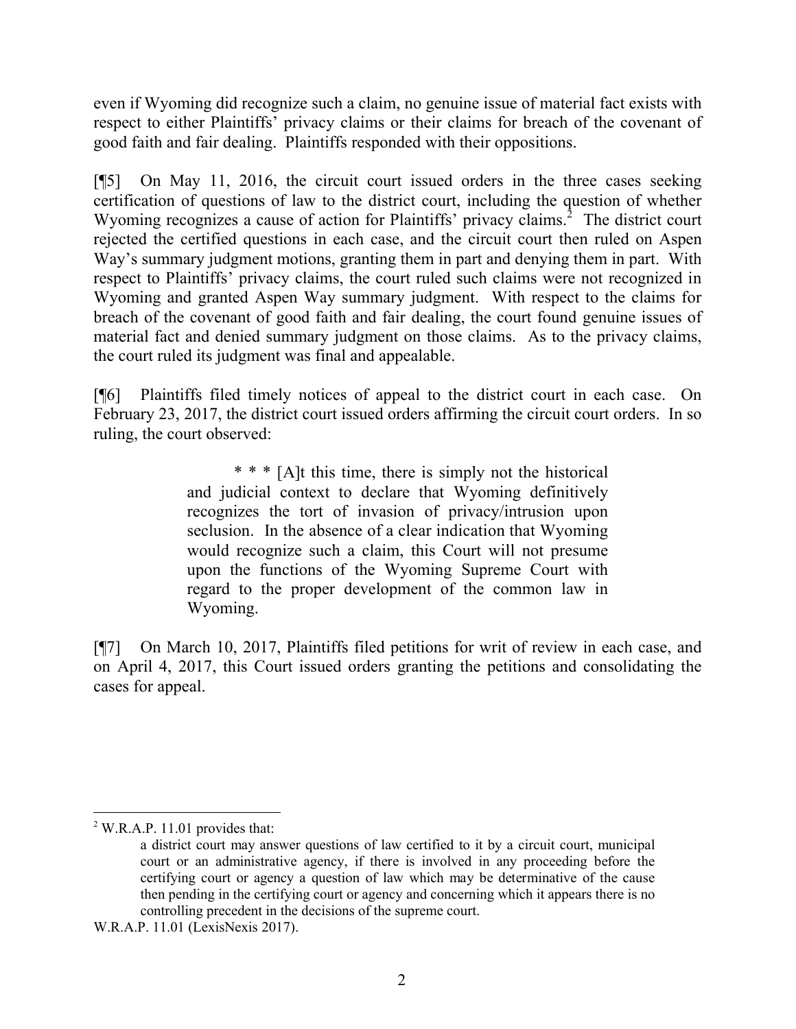even if Wyoming did recognize such a claim, no genuine issue of material fact exists with respect to either Plaintiffs' privacy claims or their claims for breach of the covenant of good faith and fair dealing. Plaintiffs responded with their oppositions.

[¶5] On May 11, 2016, the circuit court issued orders in the three cases seeking certification of questions of law to the district court, including the question of whether Wyoming recognizes a cause of action for Plaintiffs' privacy claims.[2] The district court rejected the certified questions in each case, and the circuit court then ruled on Aspen Way's summary judgment motions, granting them in part and denying them in part. With respect to Plaintiffs' privacy claims, the court ruled such claims were not recognized in Wyoming and granted Aspen Way summary judgment. With respect to the claims for breach of the covenant of good faith and fair dealing, the court found genuine issues of material fact and denied summary judgment on those claims. As to the privacy claims, the court ruled its judgment was final and appealable.

[¶6] Plaintiffs filed timely notices of appeal to the district court in each case. On February 23, 2017, the district court issued orders affirming the circuit court orders. In so ruling, the court observed:

> * * * [A]t this time, there is simply not the historical and judicial context to declare that Wyoming definitively recognizes the tort of invasion of privacy/intrusion upon seclusion. In the absence of a clear indication that Wyoming would recognize such a claim, this Court will not presume upon the functions of the Wyoming Supreme Court with regard to the proper development of the common law in Wyoming.

[¶7] On March 10, 2017, Plaintiffs filed petitions for writ of review in each case, and on April 4, 2017, this Court issued orders granting the petitions and consolidating the cases for appeal.

---

[2] W.R.A.P. 11.01 provides that:

> a district court may answer questions of law certified to it by a circuit court, municipal court or an administrative agency, if there is involved in any proceeding before the certifying court or agency a question of law which may be determinative of the cause then pending in the certifying court or agency and concerning which it appears there is no controlling precedent in the decisions of the supreme court.

W.R.A.P. 11.01 (LexisNexis 2017).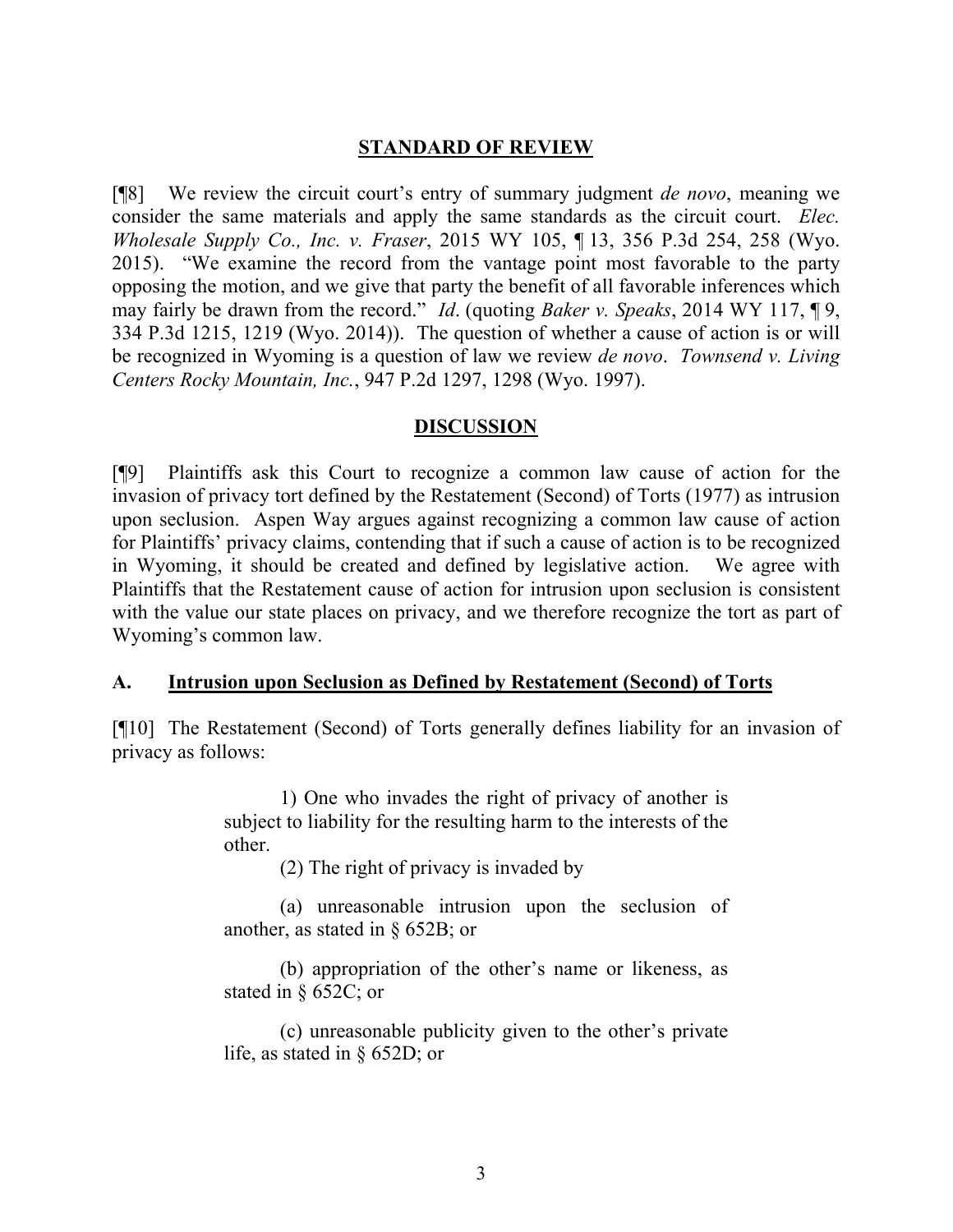## STANDARD OF REVIEW

[¶8] We review the circuit court's entry of summary judgment *de novo*, meaning we consider the same materials and apply the same standards as the circuit court. *Elec. Wholesale Supply Co., Inc. v. Fraser*, 2015 WY 105, ¶ 13, 356 P.3d 254, 258 (Wyo. 2015). "We examine the record from the vantage point most favorable to the party opposing the motion, and we give that party the benefit of all favorable inferences which may fairly be drawn from the record." *Id*. (quoting *Baker v. Speaks*, 2014 WY 117, ¶ 9, 334 P.3d 1215, 1219 (Wyo. 2014)). The question of whether a cause of action is or will be recognized in Wyoming is a question of law we review *de novo*. *Townsend v. Living Centers Rocky Mountain, Inc.*, 947 P.2d 1297, 1298 (Wyo. 1997).

## DISCUSSION

[¶9] Plaintiffs ask this Court to recognize a common law cause of action for the invasion of privacy tort defined by the Restatement (Second) of Torts (1977) as intrusion upon seclusion. Aspen Way argues against recognizing a common law cause of action for Plaintiffs' privacy claims, contending that if such a cause of action is to be recognized in Wyoming, it should be created and defined by legislative action. We agree with Plaintiffs that the Restatement cause of action for intrusion upon seclusion is consistent with the value our state places on privacy, and we therefore recognize the tort as part of Wyoming's common law.

### A. Intrusion upon Seclusion as Defined by Restatement (Second) of Torts

[¶10] The Restatement (Second) of Torts generally defines liability for an invasion of privacy as follows:

> 1) One who invades the right of privacy of another is subject to liability for the resulting harm to the interests of the other.
>
> (2) The right of privacy is invaded by
>
> (a) unreasonable intrusion upon the seclusion of another, as stated in § 652B; or
>
> (b) appropriation of the other's name or likeness, as stated in § 652C; or
>
> (c) unreasonable publicity given to the other's private life, as stated in § 652D; or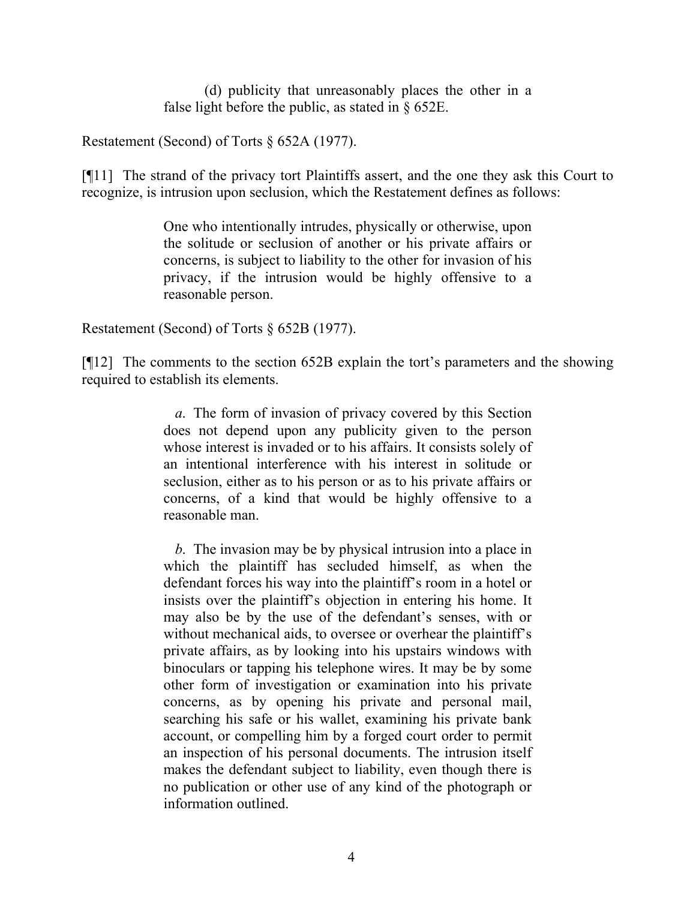> (d) publicity that unreasonably places the other in a false light before the public, as stated in § 652E.

Restatement (Second) of Torts § 652A (1977).

[¶11] The strand of the privacy tort Plaintiffs assert, and the one they ask this Court to recognize, is intrusion upon seclusion, which the Restatement defines as follows:

> One who intentionally intrudes, physically or otherwise, upon the solitude or seclusion of another or his private affairs or concerns, is subject to liability to the other for invasion of his privacy, if the intrusion would be highly offensive to a reasonable person.

Restatement (Second) of Torts § 652B (1977).

[¶12] The comments to the section 652B explain the tort's parameters and the showing required to establish its elements.

> *a*. The form of invasion of privacy covered by this Section does not depend upon any publicity given to the person whose interest is invaded or to his affairs. It consists solely of an intentional interference with his interest in solitude or seclusion, either as to his person or as to his private affairs or concerns, of a kind that would be highly offensive to a reasonable man.
>
> *b*. The invasion may be by physical intrusion into a place in which the plaintiff has secluded himself, as when the defendant forces his way into the plaintiff's room in a hotel or insists over the plaintiff's objection in entering his home. It may also be by the use of the defendant's senses, with or without mechanical aids, to oversee or overhear the plaintiff's private affairs, as by looking into his upstairs windows with binoculars or tapping his telephone wires. It may be by some other form of investigation or examination into his private concerns, as by opening his private and personal mail, searching his safe or his wallet, examining his private bank account, or compelling him by a forged court order to permit an inspection of his personal documents. The intrusion itself makes the defendant subject to liability, even though there is no publication or other use of any kind of the photograph or information outlined.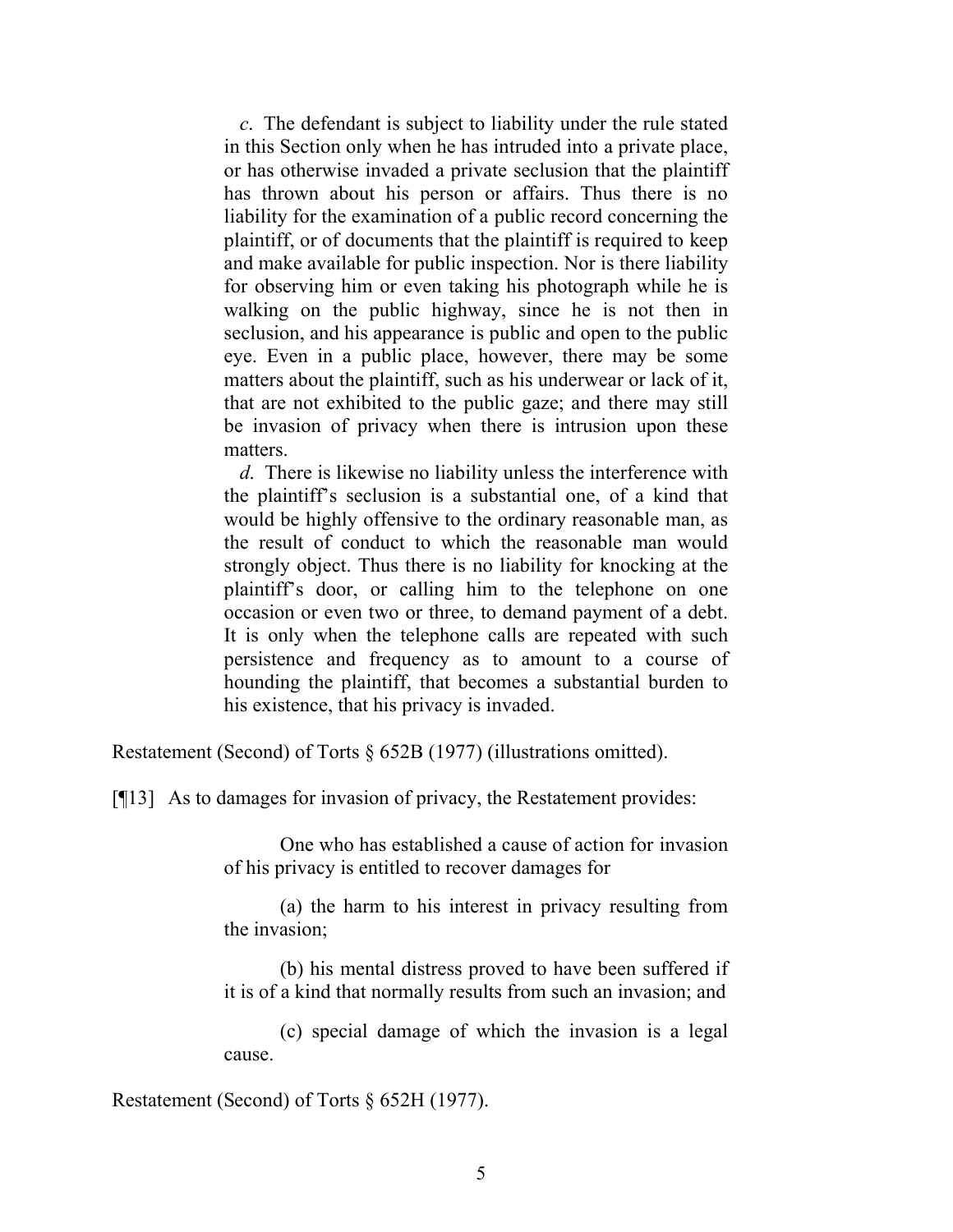> *c*. The defendant is subject to liability under the rule stated in this Section only when he has intruded into a private place, or has otherwise invaded a private seclusion that the plaintiff has thrown about his person or affairs. Thus there is no liability for the examination of a public record concerning the plaintiff, or of documents that the plaintiff is required to keep and make available for public inspection. Nor is there liability for observing him or even taking his photograph while he is walking on the public highway, since he is not then in seclusion, and his appearance is public and open to the public eye. Even in a public place, however, there may be some matters about the plaintiff, such as his underwear or lack of it, that are not exhibited to the public gaze; and there may still be invasion of privacy when there is intrusion upon these matters.
>
> *d*. There is likewise no liability unless the interference with the plaintiff's seclusion is a substantial one, of a kind that would be highly offensive to the ordinary reasonable man, as the result of conduct to which the reasonable man would strongly object. Thus there is no liability for knocking at the plaintiff's door, or calling him to the telephone on one occasion or even two or three, to demand payment of a debt. It is only when the telephone calls are repeated with such persistence and frequency as to amount to a course of hounding the plaintiff, that becomes a substantial burden to his existence, that his privacy is invaded.

Restatement (Second) of Torts § 652B (1977) (illustrations omitted).

[¶13] As to damages for invasion of privacy, the Restatement provides:

> One who has established a cause of action for invasion of his privacy is entitled to recover damages for
>
> (a) the harm to his interest in privacy resulting from the invasion;
>
> (b) his mental distress proved to have been suffered if it is of a kind that normally results from such an invasion; and
>
> (c) special damage of which the invasion is a legal cause.

Restatement (Second) of Torts § 652H (1977).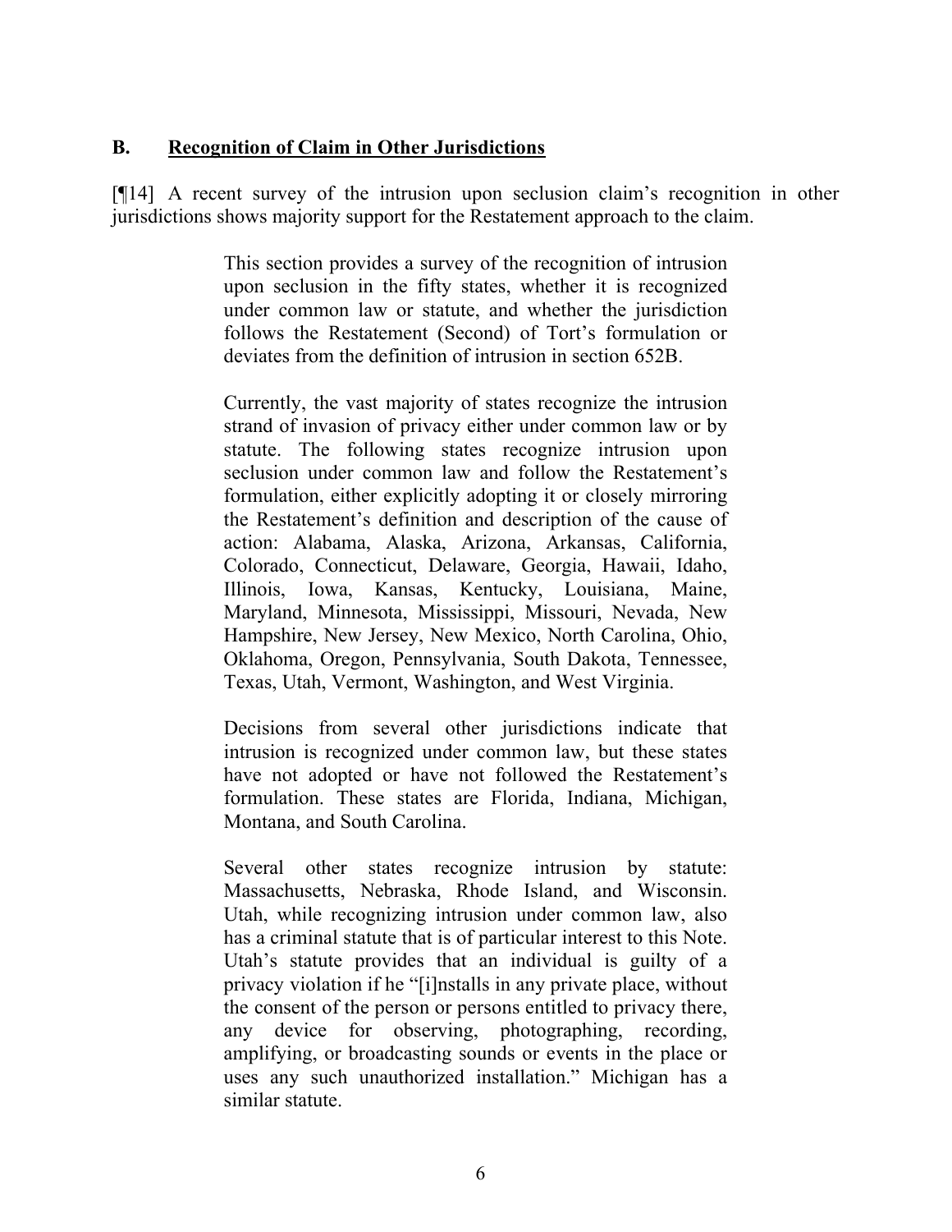### B. <u>Recognition of Claim in Other Jurisdictions</u>

[¶14] A recent survey of the intrusion upon seclusion claim's recognition in other jurisdictions shows majority support for the Restatement approach to the claim.

> This section provides a survey of the recognition of intrusion upon seclusion in the fifty states, whether it is recognized under common law or statute, and whether the jurisdiction follows the Restatement (Second) of Tort's formulation or deviates from the definition of intrusion in section 652B.
>
> Currently, the vast majority of states recognize the intrusion strand of invasion of privacy either under common law or by statute. The following states recognize intrusion upon seclusion under common law and follow the Restatement's formulation, either explicitly adopting it or closely mirroring the Restatement's definition and description of the cause of action: Alabama, Alaska, Arizona, Arkansas, California, Colorado, Connecticut, Delaware, Georgia, Hawaii, Idaho, Illinois, Iowa, Kansas, Kentucky, Louisiana, Maine, Maryland, Minnesota, Mississippi, Missouri, Nevada, New Hampshire, New Jersey, New Mexico, North Carolina, Ohio, Oklahoma, Oregon, Pennsylvania, South Dakota, Tennessee, Texas, Utah, Vermont, Washington, and West Virginia.
>
> Decisions from several other jurisdictions indicate that intrusion is recognized under common law, but these states have not adopted or have not followed the Restatement's formulation. These states are Florida, Indiana, Michigan, Montana, and South Carolina.
>
> Several other states recognize intrusion by statute: Massachusetts, Nebraska, Rhode Island, and Wisconsin. Utah, while recognizing intrusion under common law, also has a criminal statute that is of particular interest to this Note. Utah's statute provides that an individual is guilty of a privacy violation if he "[i]nstalls in any private place, without the consent of the person or persons entitled to privacy there, any device for observing, photographing, recording, amplifying, or broadcasting sounds or events in the place or uses any such unauthorized installation." Michigan has a similar statute.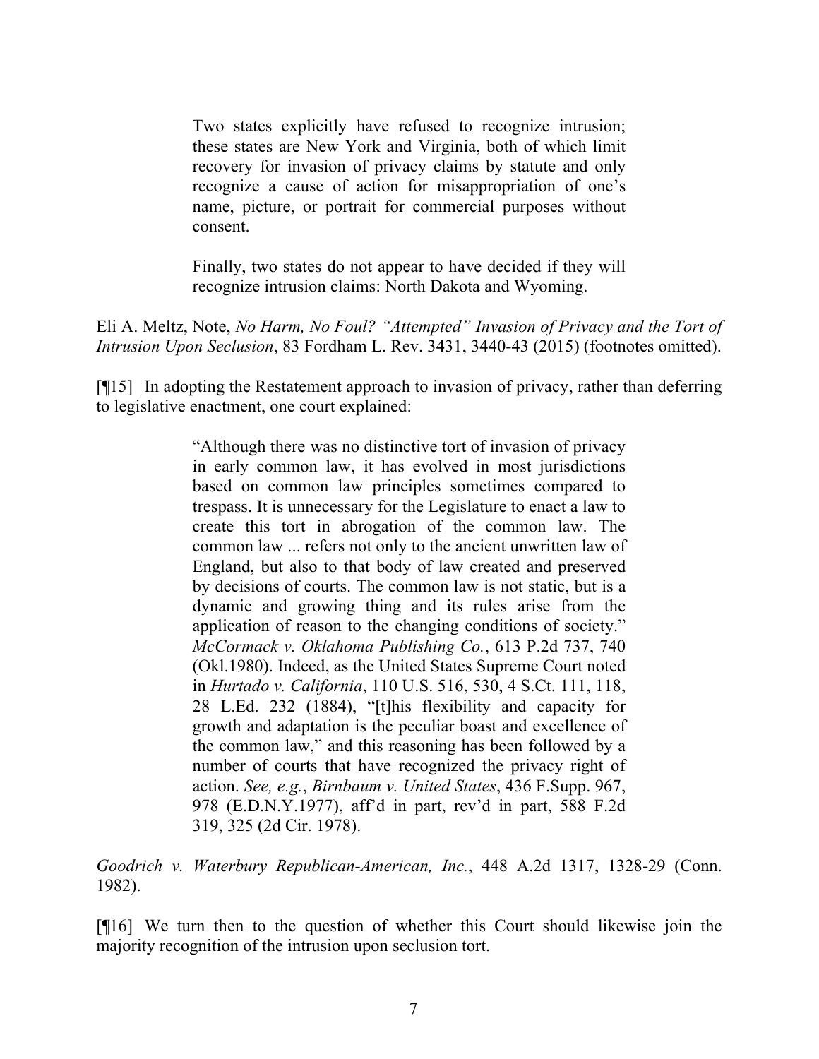> Two states explicitly have refused to recognize intrusion; these states are New York and Virginia, both of which limit recovery for invasion of privacy claims by statute and only recognize a cause of action for misappropriation of one's name, picture, or portrait for commercial purposes without consent.
>
> Finally, two states do not appear to have decided if they will recognize intrusion claims: North Dakota and Wyoming.

Eli A. Meltz, Note, *No Harm, No Foul? "Attempted" Invasion of Privacy and the Tort of Intrusion Upon Seclusion*, 83 Fordham L. Rev. 3431, 3440-43 (2015) (footnotes omitted).

[¶15] In adopting the Restatement approach to invasion of privacy, rather than deferring to legislative enactment, one court explained:

> "Although there was no distinctive tort of invasion of privacy in early common law, it has evolved in most jurisdictions based on common law principles sometimes compared to trespass. It is unnecessary for the Legislature to enact a law to create this tort in abrogation of the common law. The common law ... refers not only to the ancient unwritten law of England, but also to that body of law created and preserved by decisions of courts. The common law is not static, but is a dynamic and growing thing and its rules arise from the application of reason to the changing conditions of society." *McCormack v. Oklahoma Publishing Co.*, 613 P.2d 737, 740 (Okl.1980). Indeed, as the United States Supreme Court noted in *Hurtado v. California*, 110 U.S. 516, 530, 4 S.Ct. 111, 118, 28 L.Ed. 232 (1884), "[t]his flexibility and capacity for growth and adaptation is the peculiar boast and excellence of the common law," and this reasoning has been followed by a number of courts that have recognized the privacy right of action. *See, e.g.*, *Birnbaum v. United States*, 436 F.Supp. 967, 978 (E.D.N.Y.1977), aff'd in part, rev'd in part, 588 F.2d 319, 325 (2d Cir. 1978).

*Goodrich v. Waterbury Republican-American, Inc.*, 448 A.2d 1317, 1328-29 (Conn. 1982).

[¶16] We turn then to the question of whether this Court should likewise join the majority recognition of the intrusion upon seclusion tort.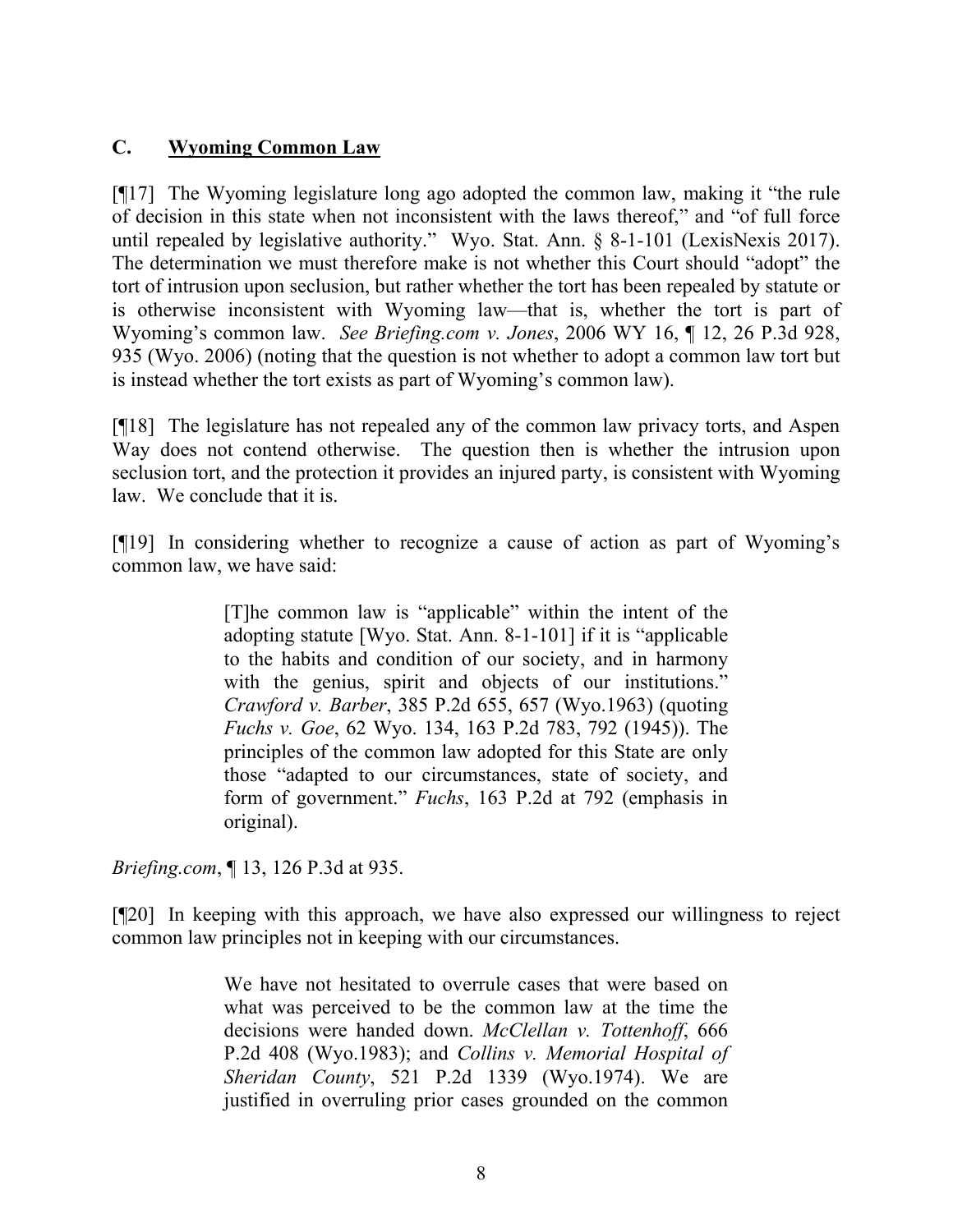### C. Wyoming Common Law

[¶17] The Wyoming legislature long ago adopted the common law, making it "the rule of decision in this state when not inconsistent with the laws thereof," and "of full force until repealed by legislative authority." Wyo. Stat. Ann. § 8-1-101 (LexisNexis 2017). The determination we must therefore make is not whether this Court should "adopt" the tort of intrusion upon seclusion, but rather whether the tort has been repealed by statute or is otherwise inconsistent with Wyoming law—that is, whether the tort is part of Wyoming's common law. *See Briefing.com v. Jones*, 2006 WY 16, ¶ 12, 26 P.3d 928, 935 (Wyo. 2006) (noting that the question is not whether to adopt a common law tort but is instead whether the tort exists as part of Wyoming's common law).

[¶18] The legislature has not repealed any of the common law privacy torts, and Aspen Way does not contend otherwise. The question then is whether the intrusion upon seclusion tort, and the protection it provides an injured party, is consistent with Wyoming law. We conclude that it is.

[¶19] In considering whether to recognize a cause of action as part of Wyoming's common law, we have said:

> [T]he common law is "applicable" within the intent of the adopting statute [Wyo. Stat. Ann. 8-1-101] if it is "applicable to the habits and condition of our society, and in harmony with the genius, spirit and objects of our institutions." *Crawford v. Barber*, 385 P.2d 655, 657 (Wyo.1963) (quoting *Fuchs v. Goe*, 62 Wyo. 134, 163 P.2d 783, 792 (1945)). The principles of the common law adopted for this State are only those "adapted to our circumstances, state of society, and form of government." *Fuchs*, 163 P.2d at 792 (emphasis in original).

*Briefing.com*, ¶ 13, 126 P.3d at 935.

[¶20] In keeping with this approach, we have also expressed our willingness to reject common law principles not in keeping with our circumstances.

> We have not hesitated to overrule cases that were based on what was perceived to be the common law at the time the decisions were handed down. *McClellan v. Tottenhoff*, 666 P.2d 408 (Wyo.1983); and *Collins v. Memorial Hospital of Sheridan County*, 521 P.2d 1339 (Wyo.1974). We are justified in overruling prior cases grounded on the common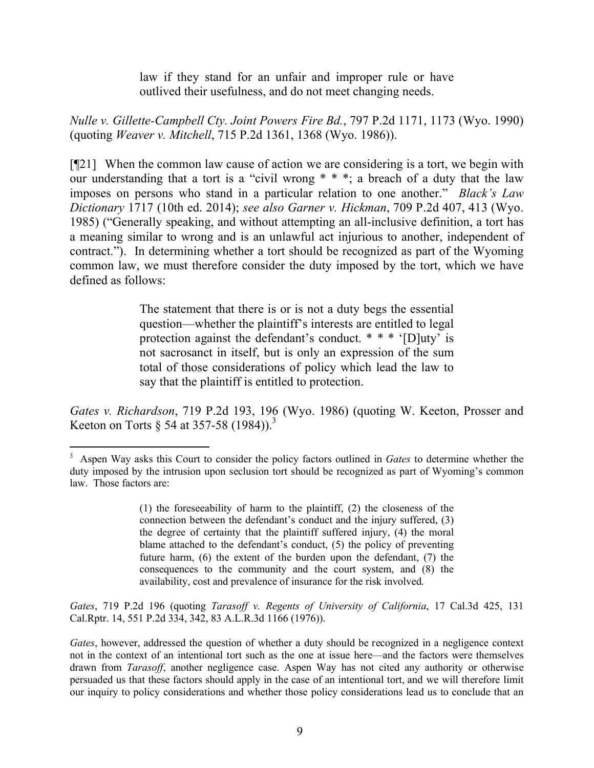> law if they stand for an unfair and improper rule or have outlived their usefulness, and do not meet changing needs.

*Nulle v. Gillette-Campbell Cty. Joint Powers Fire Bd.*, 797 P.2d 1171, 1173 (Wyo. 1990) (quoting *Weaver v. Mitchell*, 715 P.2d 1361, 1368 (Wyo. 1986)).

[¶21] When the common law cause of action we are considering is a tort, we begin with our understanding that a tort is a "civil wrong * * *; a breach of a duty that the law imposes on persons who stand in a particular relation to one another." *Black's Law Dictionary* 1717 (10th ed. 2014); *see also Garner v. Hickman*, 709 P.2d 407, 413 (Wyo. 1985) ("Generally speaking, and without attempting an all-inclusive definition, a tort has a meaning similar to wrong and is an unlawful act injurious to another, independent of contract."). In determining whether a tort should be recognized as part of the Wyoming common law, we must therefore consider the duty imposed by the tort, which we have defined as follows:

> The statement that there is or is not a duty begs the essential question—whether the plaintiff's interests are entitled to legal protection against the defendant's conduct. * * * '[D]uty' is not sacrosanct in itself, but is only an expression of the sum total of those considerations of policy which lead the law to say that the plaintiff is entitled to protection.

*Gates v. Richardson*, 719 P.2d 193, 196 (Wyo. 1986) (quoting W. Keeton, Prosser and Keeton on Torts § 54 at 357-58 (1984)).[3]

---

[3] Aspen Way asks this Court to consider the policy factors outlined in *Gates* to determine whether the duty imposed by the intrusion upon seclusion tort should be recognized as part of Wyoming's common law. Those factors are:

> (1) the foreseeability of harm to the plaintiff, (2) the closeness of the connection between the defendant's conduct and the injury suffered, (3) the degree of certainty that the plaintiff suffered injury, (4) the moral blame attached to the defendant's conduct, (5) the policy of preventing future harm, (6) the extent of the burden upon the defendant, (7) the consequences to the community and the court system, and (8) the availability, cost and prevalence of insurance for the risk involved.

*Gates*, 719 P.2d 196 (quoting *Tarasoff v. Regents of University of California*, 17 Cal.3d 425, 131 Cal.Rptr. 14, 551 P.2d 334, 342, 83 A.L.R.3d 1166 (1976)).

*Gates*, however, addressed the question of whether a duty should be recognized in a negligence context not in the context of an intentional tort such as the one at issue here—and the factors were themselves drawn from *Tarasoff*, another negligence case. Aspen Way has not cited any authority or otherwise persuaded us that these factors should apply in the case of an intentional tort, and we will therefore limit our inquiry to policy considerations and whether those policy considerations lead us to conclude that an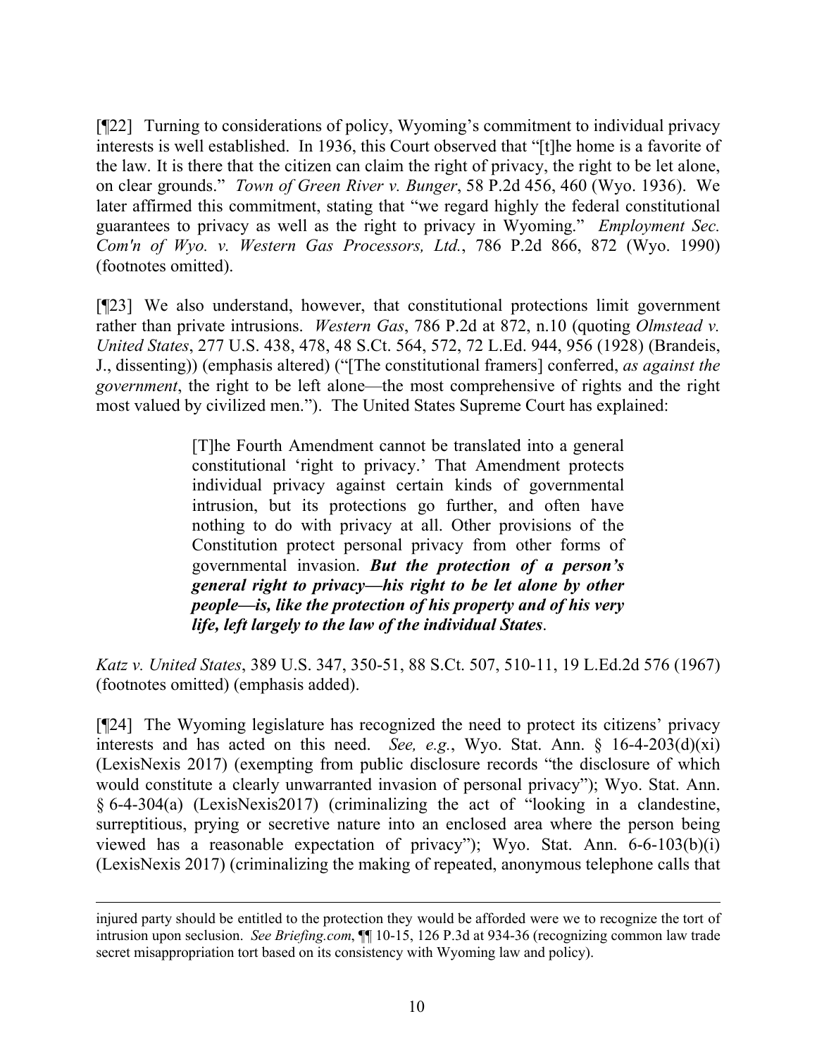[¶22] Turning to considerations of policy, Wyoming's commitment to individual privacy interests is well established. In 1936, this Court observed that "[t]he home is a favorite of the law. It is there that the citizen can claim the right of privacy, the right to be let alone, on clear grounds." *Town of Green River v. Bunger*, 58 P.2d 456, 460 (Wyo. 1936). We later affirmed this commitment, stating that "we regard highly the federal constitutional guarantees to privacy as well as the right to privacy in Wyoming." *Employment Sec. Com'n of Wyo. v. Western Gas Processors, Ltd.*, 786 P.2d 866, 872 (Wyo. 1990) (footnotes omitted).

[¶23] We also understand, however, that constitutional protections limit government rather than private intrusions. *Western Gas*, 786 P.2d at 872, n.10 (quoting *Olmstead v. United States*, 277 U.S. 438, 478, 48 S.Ct. 564, 572, 72 L.Ed. 944, 956 (1928) (Brandeis, J., dissenting)) (emphasis altered) ("[The constitutional framers] conferred, *as against the government*, the right to be left alone—the most comprehensive of rights and the right most valued by civilized men."). The United States Supreme Court has explained:

> [T]he Fourth Amendment cannot be translated into a general constitutional 'right to privacy.' That Amendment protects individual privacy against certain kinds of governmental intrusion, but its protections go further, and often have nothing to do with privacy at all. Other provisions of the Constitution protect personal privacy from other forms of governmental invasion. ***But the protection of a person's general right to privacy—his right to be let alone by other people—is, like the protection of his property and of his very life, left largely to the law of the individual States*.**

*Katz v. United States*, 389 U.S. 347, 350-51, 88 S.Ct. 507, 510-11, 19 L.Ed.2d 576 (1967) (footnotes omitted) (emphasis added).

[¶24] The Wyoming legislature has recognized the need to protect its citizens' privacy interests and has acted on this need. *See, e.g.*, Wyo. Stat. Ann. § 16-4-203(d)(xi) (LexisNexis 2017) (exempting from public disclosure records "the disclosure of which would constitute a clearly unwarranted invasion of personal privacy"); Wyo. Stat. Ann. § 6-4-304(a) (LexisNexis2017) (criminalizing the act of "looking in a clandestine, surreptitious, prying or secretive nature into an enclosed area where the person being viewed has a reasonable expectation of privacy"); Wyo. Stat. Ann. 6-6-103(b)(i) (LexisNexis 2017) (criminalizing the making of repeated, anonymous telephone calls that

---

injured party should be entitled to the protection they would be afforded were we to recognize the tort of intrusion upon seclusion. *See Briefing.com*, ¶¶ 10-15, 126 P.3d at 934-36 (recognizing common law trade secret misappropriation tort based on its consistency with Wyoming law and policy).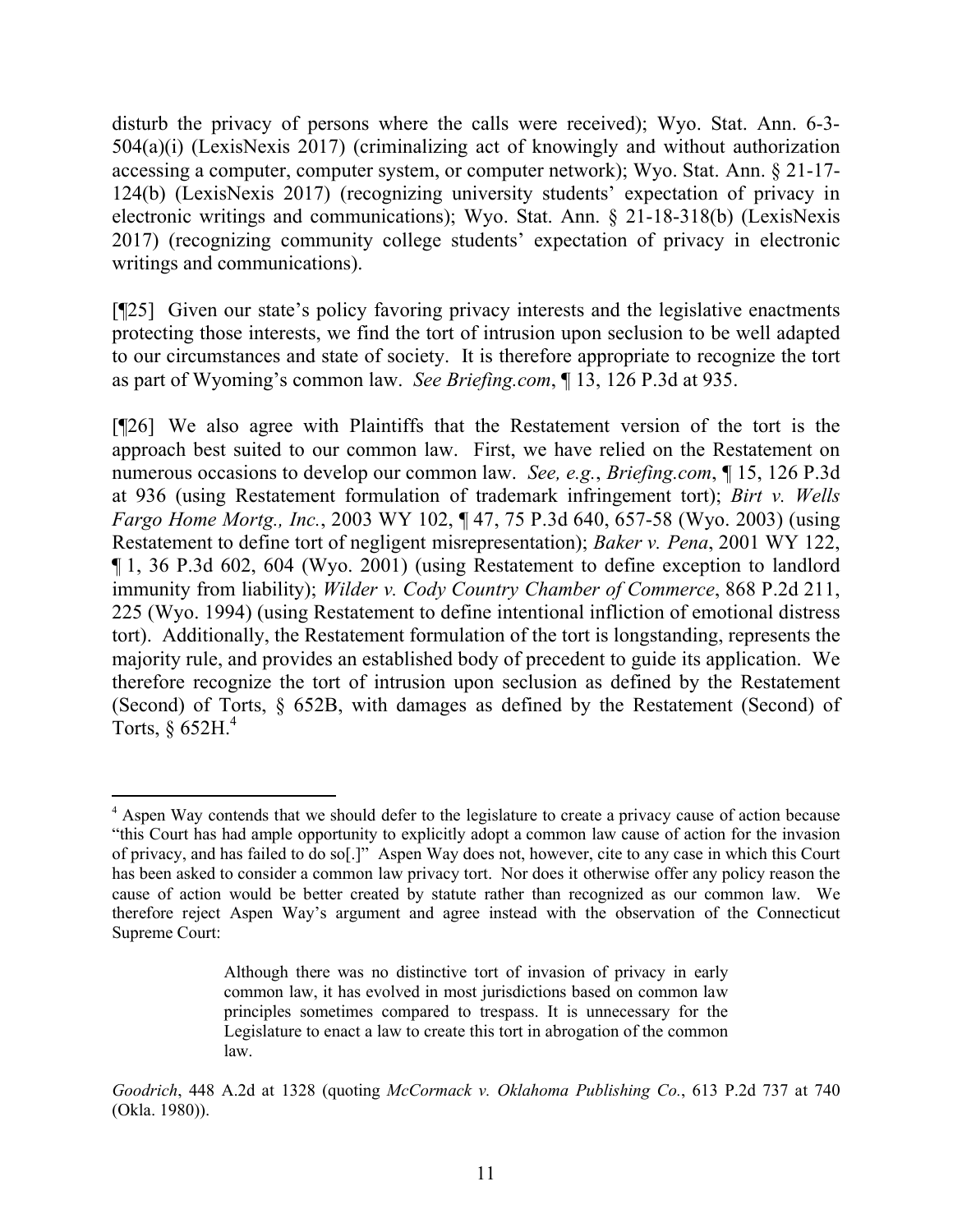disturb the privacy of persons where the calls were received); Wyo. Stat. Ann. 6-3-504(a)(i) (LexisNexis 2017) (criminalizing act of knowingly and without authorization accessing a computer, computer system, or computer network); Wyo. Stat. Ann. § 21-17-124(b) (LexisNexis 2017) (recognizing university students' expectation of privacy in electronic writings and communications); Wyo. Stat. Ann. § 21-18-318(b) (LexisNexis 2017) (recognizing community college students' expectation of privacy in electronic writings and communications).

[¶25] Given our state's policy favoring privacy interests and the legislative enactments protecting those interests, we find the tort of intrusion upon seclusion to be well adapted to our circumstances and state of society. It is therefore appropriate to recognize the tort as part of Wyoming's common law. *See Briefing.com*, ¶ 13, 126 P.3d at 935.

[¶26] We also agree with Plaintiffs that the Restatement version of the tort is the approach best suited to our common law. First, we have relied on the Restatement on numerous occasions to develop our common law. *See, e.g.*, *Briefing.com*, ¶ 15, 126 P.3d at 936 (using Restatement formulation of trademark infringement tort); *Birt v. Wells Fargo Home Mortg., Inc.*, 2003 WY 102, ¶ 47, 75 P.3d 640, 657-58 (Wyo. 2003) (using Restatement to define tort of negligent misrepresentation); *Baker v. Pena*, 2001 WY 122, ¶ 1, 36 P.3d 602, 604 (Wyo. 2001) (using Restatement to define exception to landlord immunity from liability); *Wilder v. Cody Country Chamber of Commerce*, 868 P.2d 211, 225 (Wyo. 1994) (using Restatement to define intentional infliction of emotional distress tort). Additionally, the Restatement formulation of the tort is longstanding, represents the majority rule, and provides an established body of precedent to guide its application. We therefore recognize the tort of intrusion upon seclusion as defined by the Restatement (Second) of Torts, § 652B, with damages as defined by the Restatement (Second) of Torts, § 652H.[4]

---

[4] Aspen Way contends that we should defer to the legislature to create a privacy cause of action because "this Court has had ample opportunity to explicitly adopt a common law cause of action for the invasion of privacy, and has failed to do so[.]" Aspen Way does not, however, cite to any case in which this Court has been asked to consider a common law privacy tort. Nor does it otherwise offer any policy reason the cause of action would be better created by statute rather than recognized as our common law. We therefore reject Aspen Way's argument and agree instead with the observation of the Connecticut Supreme Court:

> Although there was no distinctive tort of invasion of privacy in early common law, it has evolved in most jurisdictions based on common law principles sometimes compared to trespass. It is unnecessary for the Legislature to enact a law to create this tort in abrogation of the common law.

*Goodrich*, 448 A.2d at 1328 (quoting *McCormack v. Oklahoma Publishing Co.*, 613 P.2d 737 at 740 (Okla. 1980)).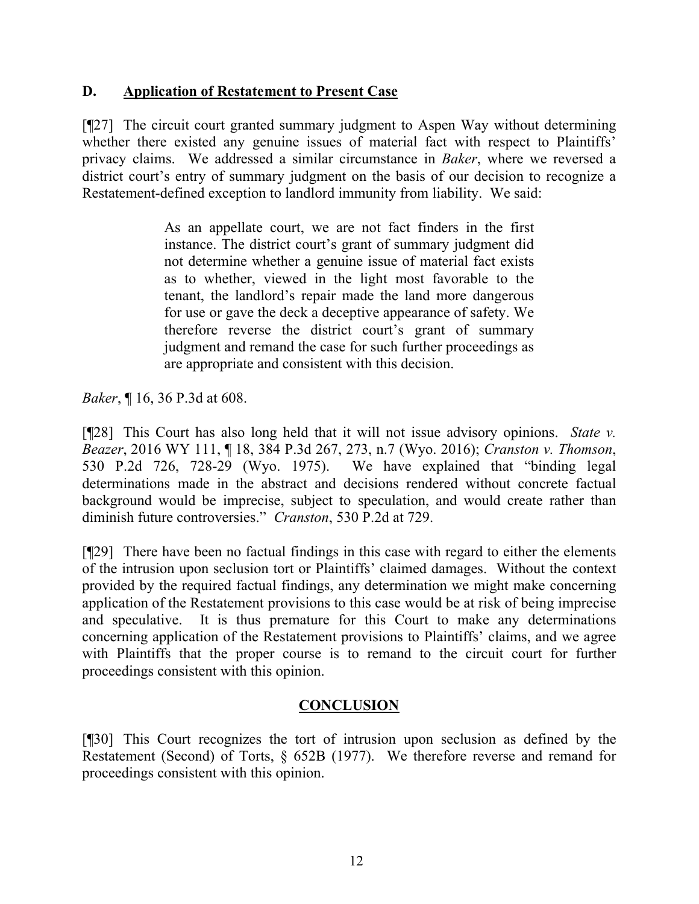### D. Application of Restatement to Present Case

[¶27] The circuit court granted summary judgment to Aspen Way without determining whether there existed any genuine issues of material fact with respect to Plaintiffs' privacy claims. We addressed a similar circumstance in *Baker*, where we reversed a district court's entry of summary judgment on the basis of our decision to recognize a Restatement-defined exception to landlord immunity from liability. We said:

> As an appellate court, we are not fact finders in the first instance. The district court's grant of summary judgment did not determine whether a genuine issue of material fact exists as to whether, viewed in the light most favorable to the tenant, the landlord's repair made the land more dangerous for use or gave the deck a deceptive appearance of safety. We therefore reverse the district court's grant of summary judgment and remand the case for such further proceedings as are appropriate and consistent with this decision.

*Baker*, ¶ 16, 36 P.3d at 608.

[¶28] This Court has also long held that it will not issue advisory opinions. *State v. Beazer*, 2016 WY 111, ¶ 18, 384 P.3d 267, 273, n.7 (Wyo. 2016); *Cranston v. Thomson*, 530 P.2d 726, 728-29 (Wyo. 1975). We have explained that "binding legal determinations made in the abstract and decisions rendered without concrete factual background would be imprecise, subject to speculation, and would create rather than diminish future controversies." *Cranston*, 530 P.2d at 729.

[¶29] There have been no factual findings in this case with regard to either the elements of the intrusion upon seclusion tort or Plaintiffs' claimed damages. Without the context provided by the required factual findings, any determination we might make concerning application of the Restatement provisions to this case would be at risk of being imprecise and speculative. It is thus premature for this Court to make any determinations concerning application of the Restatement provisions to Plaintiffs' claims, and we agree with Plaintiffs that the proper course is to remand to the circuit court for further proceedings consistent with this opinion.

## CONCLUSION

[¶30] This Court recognizes the tort of intrusion upon seclusion as defined by the Restatement (Second) of Torts, § 652B (1977). We therefore reverse and remand for proceedings consistent with this opinion.